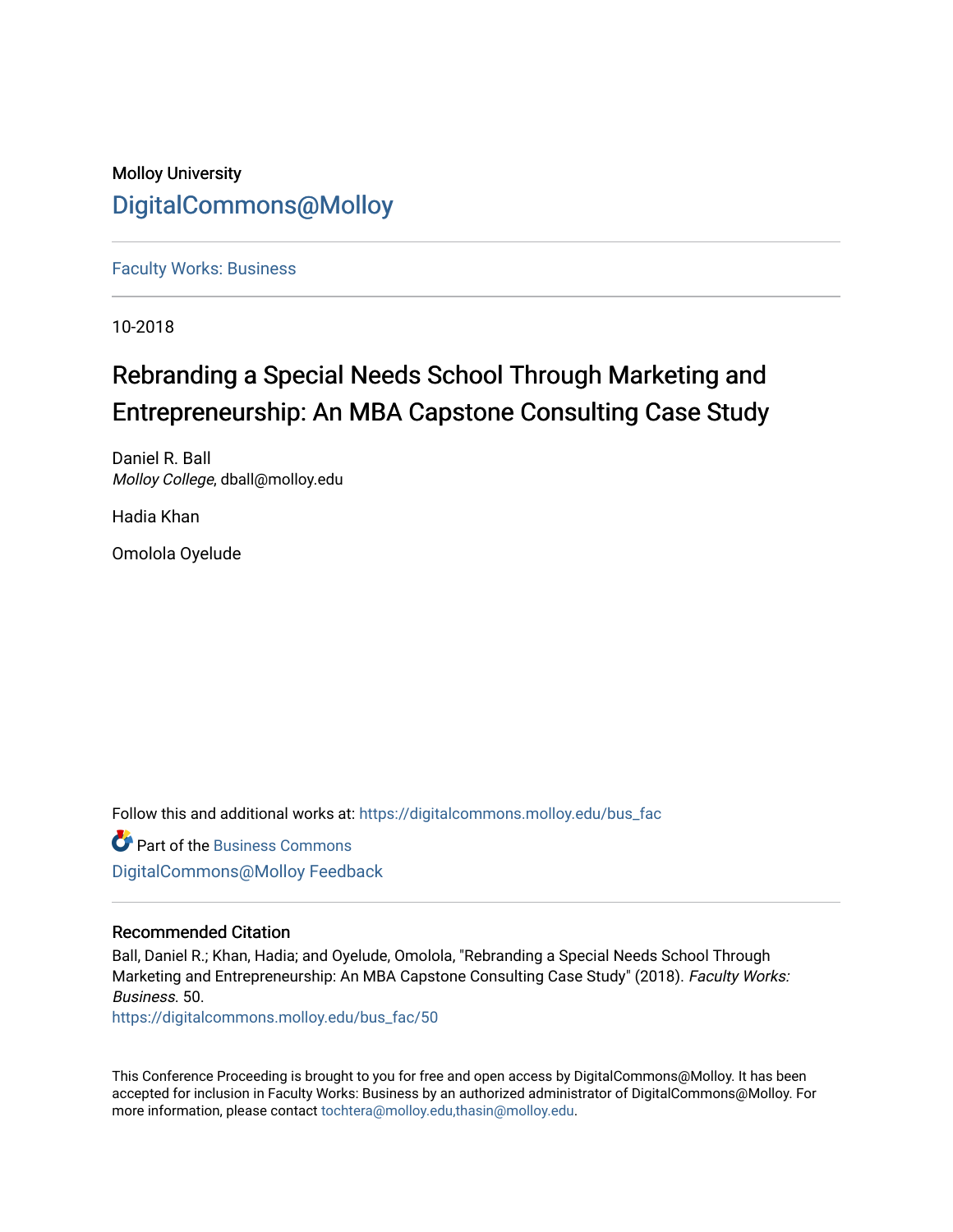Molloy University

# DigitalCommons@Molloy

Faculty Works: Business

10-2018

# Rebranding a Special Needs School Through Marketing and Entrepreneurship: An MBA Capstone Consulting Case Study

Daniel R. Ball
*Molloy College*, dball@molloy.edu

Hadia Khan

Omolola Oyelude

Follow this and additional works at: https://digitalcommons.molloy.edu/bus_fac

Part of the Business Commons

DigitalCommons@Molloy Feedback

## Recommended Citation

Ball, Daniel R.; Khan, Hadia; and Oyelude, Omolola, "Rebranding a Special Needs School Through Marketing and Entrepreneurship: An MBA Capstone Consulting Case Study" (2018). *Faculty Works: Business*. 50.
https://digitalcommons.molloy.edu/bus_fac/50

This Conference Proceeding is brought to you for free and open access by DigitalCommons@Molloy. It has been accepted for inclusion in Faculty Works: Business by an authorized administrator of DigitalCommons@Molloy. For more information, please contact tochtera@molloy.edu,thasin@molloy.edu.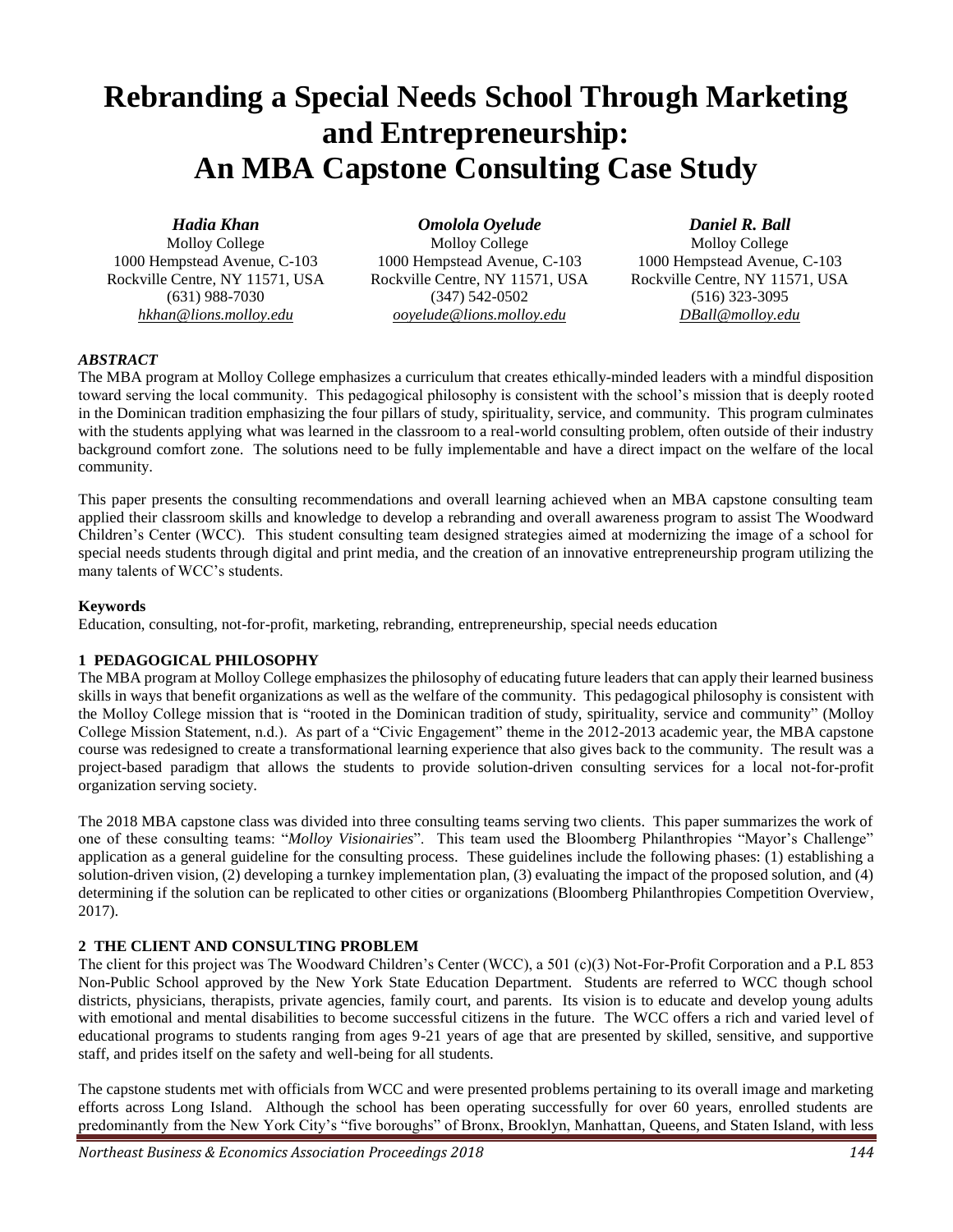# Rebranding a Special Needs School Through Marketing and Entrepreneurship: An MBA Capstone Consulting Case Study

***Hadia Khan***
Molloy College
1000 Hempstead Avenue, C-103
Rockville Centre, NY 11571, USA
(631) 988-7030
*hkhan@lions.molloy.edu*

***Omolola Oyelude***
Molloy College
1000 Hempstead Avenue, C-103
Rockville Centre, NY 11571, USA
(347) 542-0502
*ooyelude@lions.molloy.edu*

***Daniel R. Ball***
Molloy College
1000 Hempstead Avenue, C-103
Rockville Centre, NY 11571, USA
(516) 323-3095
*DBall@molloy.edu*

### *ABSTRACT*

The MBA program at Molloy College emphasizes a curriculum that creates ethically-minded leaders with a mindful disposition toward serving the local community. This pedagogical philosophy is consistent with the school's mission that is deeply rooted in the Dominican tradition emphasizing the four pillars of study, spirituality, service, and community. This program culminates with the students applying what was learned in the classroom to a real-world consulting problem, often outside of their industry background comfort zone. The solutions need to be fully implementable and have a direct impact on the welfare of the local community.

This paper presents the consulting recommendations and overall learning achieved when an MBA capstone consulting team applied their classroom skills and knowledge to develop a rebranding and overall awareness program to assist The Woodward Children's Center (WCC). This student consulting team designed strategies aimed at modernizing the image of a school for special needs students through digital and print media, and the creation of an innovative entrepreneurship program utilizing the many talents of WCC's students.

**Keywords**

Education, consulting, not-for-profit, marketing, rebranding, entrepreneurship, special needs education

## 1 PEDAGOGICAL PHILOSOPHY

The MBA program at Molloy College emphasizes the philosophy of educating future leaders that can apply their learned business skills in ways that benefit organizations as well as the welfare of the community. This pedagogical philosophy is consistent with the Molloy College mission that is "rooted in the Dominican tradition of study, spirituality, service and community" (Molloy College Mission Statement, n.d.). As part of a "Civic Engagement" theme in the 2012-2013 academic year, the MBA capstone course was redesigned to create a transformational learning experience that also gives back to the community. The result was a project-based paradigm that allows the students to provide solution-driven consulting services for a local not-for-profit organization serving society.

The 2018 MBA capstone class was divided into three consulting teams serving two clients. This paper summarizes the work of one of these consulting teams: "*Molloy Visionairies*". This team used the Bloomberg Philanthropies "Mayor's Challenge" application as a general guideline for the consulting process. These guidelines include the following phases: (1) establishing a solution-driven vision, (2) developing a turnkey implementation plan, (3) evaluating the impact of the proposed solution, and (4) determining if the solution can be replicated to other cities or organizations (Bloomberg Philanthropies Competition Overview, 2017).

## 2 THE CLIENT AND CONSULTING PROBLEM

The client for this project was The Woodward Children's Center (WCC), a 501 (c)(3) Not-For-Profit Corporation and a P.L 853 Non-Public School approved by the New York State Education Department. Students are referred to WCC though school districts, physicians, therapists, private agencies, family court, and parents. Its vision is to educate and develop young adults with emotional and mental disabilities to become successful citizens in the future. The WCC offers a rich and varied level of educational programs to students ranging from ages 9-21 years of age that are presented by skilled, sensitive, and supportive staff, and prides itself on the safety and well-being for all students.

The capstone students met with officials from WCC and were presented problems pertaining to its overall image and marketing efforts across Long Island. Although the school has been operating successfully for over 60 years, enrolled students are predominantly from the New York City's "five boroughs" of Bronx, Brooklyn, Manhattan, Queens, and Staten Island, with less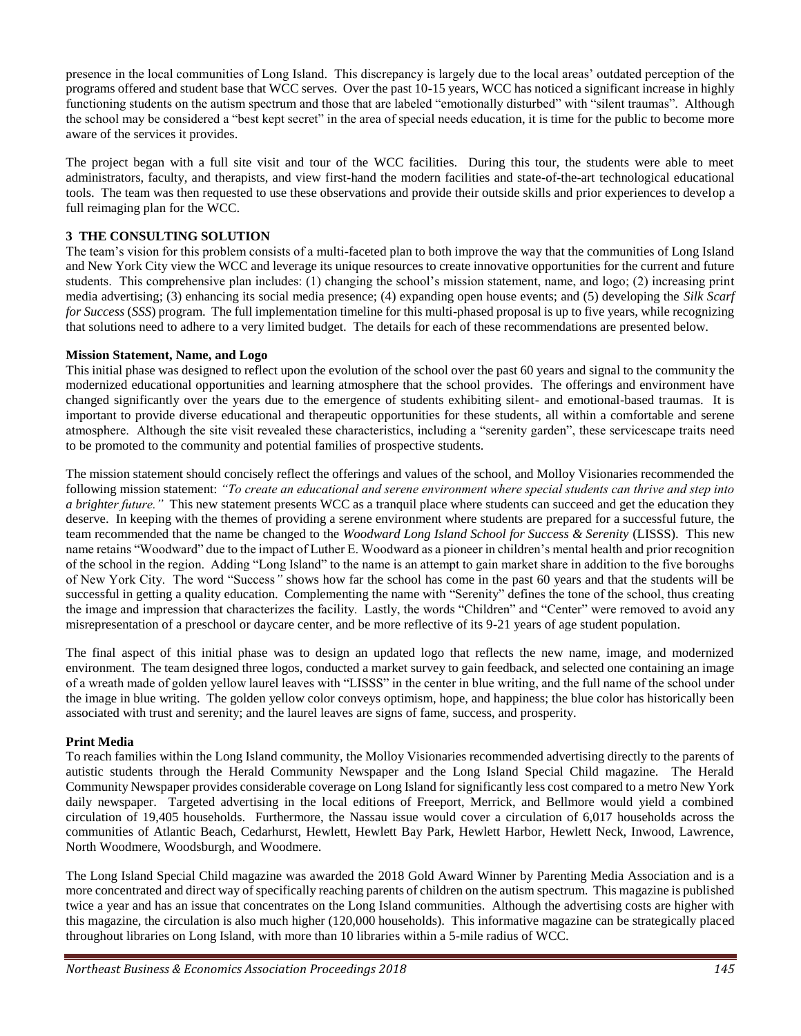presence in the local communities of Long Island. This discrepancy is largely due to the local areas' outdated perception of the programs offered and student base that WCC serves. Over the past 10-15 years, WCC has noticed a significant increase in highly functioning students on the autism spectrum and those that are labeled "emotionally disturbed" with "silent traumas". Although the school may be considered a "best kept secret" in the area of special needs education, it is time for the public to become more aware of the services it provides.

The project began with a full site visit and tour of the WCC facilities. During this tour, the students were able to meet administrators, faculty, and therapists, and view first-hand the modern facilities and state-of-the-art technological educational tools. The team was then requested to use these observations and provide their outside skills and prior experiences to develop a full reimaging plan for the WCC.

## 3 THE CONSULTING SOLUTION

The team's vision for this problem consists of a multi-faceted plan to both improve the way that the communities of Long Island and New York City view the WCC and leverage its unique resources to create innovative opportunities for the current and future students. This comprehensive plan includes: (1) changing the school's mission statement, name, and logo; (2) increasing print media advertising; (3) enhancing its social media presence; (4) expanding open house events; and (5) developing the *Silk Scarf for Success* (*SSS*) program. The full implementation timeline for this multi-phased proposal is up to five years, while recognizing that solutions need to adhere to a very limited budget. The details for each of these recommendations are presented below.

### Mission Statement, Name, and Logo

This initial phase was designed to reflect upon the evolution of the school over the past 60 years and signal to the community the modernized educational opportunities and learning atmosphere that the school provides. The offerings and environment have changed significantly over the years due to the emergence of students exhibiting silent- and emotional-based traumas. It is important to provide diverse educational and therapeutic opportunities for these students, all within a comfortable and serene atmosphere. Although the site visit revealed these characteristics, including a "serenity garden", these servicescape traits need to be promoted to the community and potential families of prospective students.

The mission statement should concisely reflect the offerings and values of the school, and Molloy Visionaries recommended the following mission statement: *"To create an educational and serene environment where special students can thrive and step into a brighter future."* This new statement presents WCC as a tranquil place where students can succeed and get the education they deserve. In keeping with the themes of providing a serene environment where students are prepared for a successful future, the team recommended that the name be changed to the *Woodward Long Island School for Success & Serenity* (LISSS). This new name retains "Woodward" due to the impact of Luther E. Woodward as a pioneer in children's mental health and prior recognition of the school in the region. Adding "Long Island" to the name is an attempt to gain market share in addition to the five boroughs of New York City. The word "Success*"* shows how far the school has come in the past 60 years and that the students will be successful in getting a quality education. Complementing the name with "Serenity" defines the tone of the school, thus creating the image and impression that characterizes the facility. Lastly, the words "Children" and "Center" were removed to avoid any misrepresentation of a preschool or daycare center, and be more reflective of its 9-21 years of age student population.

The final aspect of this initial phase was to design an updated logo that reflects the new name, image, and modernized environment. The team designed three logos, conducted a market survey to gain feedback, and selected one containing an image of a wreath made of golden yellow laurel leaves with "LISSS" in the center in blue writing, and the full name of the school under the image in blue writing. The golden yellow color conveys optimism, hope, and happiness; the blue color has historically been associated with trust and serenity; and the laurel leaves are signs of fame, success, and prosperity.

### Print Media

To reach families within the Long Island community, the Molloy Visionaries recommended advertising directly to the parents of autistic students through the Herald Community Newspaper and the Long Island Special Child magazine. The Herald Community Newspaper provides considerable coverage on Long Island for significantly less cost compared to a metro New York daily newspaper. Targeted advertising in the local editions of Freeport, Merrick, and Bellmore would yield a combined circulation of 19,405 households. Furthermore, the Nassau issue would cover a circulation of 6,017 households across the communities of Atlantic Beach, Cedarhurst, Hewlett, Hewlett Bay Park, Hewlett Harbor, Hewlett Neck, Inwood, Lawrence, North Woodmere, Woodsburgh, and Woodmere.

The Long Island Special Child magazine was awarded the 2018 Gold Award Winner by Parenting Media Association and is a more concentrated and direct way of specifically reaching parents of children on the autism spectrum. This magazine is published twice a year and has an issue that concentrates on the Long Island communities. Although the advertising costs are higher with this magazine, the circulation is also much higher (120,000 households). This informative magazine can be strategically placed throughout libraries on Long Island, with more than 10 libraries within a 5-mile radius of WCC.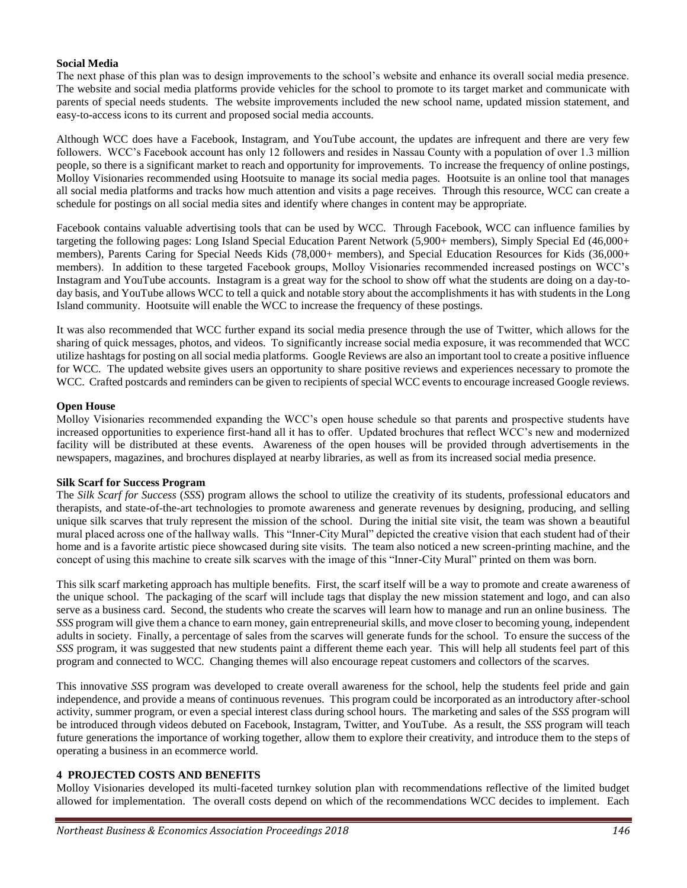**Social Media**

The next phase of this plan was to design improvements to the school's website and enhance its overall social media presence. The website and social media platforms provide vehicles for the school to promote to its target market and communicate with parents of special needs students. The website improvements included the new school name, updated mission statement, and easy-to-access icons to its current and proposed social media accounts.

Although WCC does have a Facebook, Instagram, and YouTube account, the updates are infrequent and there are very few followers. WCC's Facebook account has only 12 followers and resides in Nassau County with a population of over 1.3 million people, so there is a significant market to reach and opportunity for improvements. To increase the frequency of online postings, Molloy Visionaries recommended using Hootsuite to manage its social media pages. Hootsuite is an online tool that manages all social media platforms and tracks how much attention and visits a page receives. Through this resource, WCC can create a schedule for postings on all social media sites and identify where changes in content may be appropriate.

Facebook contains valuable advertising tools that can be used by WCC. Through Facebook, WCC can influence families by targeting the following pages: Long Island Special Education Parent Network (5,900+ members), Simply Special Ed (46,000+ members), Parents Caring for Special Needs Kids (78,000+ members), and Special Education Resources for Kids (36,000+ members). In addition to these targeted Facebook groups, Molloy Visionaries recommended increased postings on WCC's Instagram and YouTube accounts. Instagram is a great way for the school to show off what the students are doing on a day-to-day basis, and YouTube allows WCC to tell a quick and notable story about the accomplishments it has with students in the Long Island community. Hootsuite will enable the WCC to increase the frequency of these postings.

It was also recommended that WCC further expand its social media presence through the use of Twitter, which allows for the sharing of quick messages, photos, and videos. To significantly increase social media exposure, it was recommended that WCC utilize hashtags for posting on all social media platforms. Google Reviews are also an important tool to create a positive influence for WCC. The updated website gives users an opportunity to share positive reviews and experiences necessary to promote the WCC. Crafted postcards and reminders can be given to recipients of special WCC events to encourage increased Google reviews.

**Open House**

Molloy Visionaries recommended expanding the WCC's open house schedule so that parents and prospective students have increased opportunities to experience first-hand all it has to offer. Updated brochures that reflect WCC's new and modernized facility will be distributed at these events. Awareness of the open houses will be provided through advertisements in the newspapers, magazines, and brochures displayed at nearby libraries, as well as from its increased social media presence.

**Silk Scarf for Success Program**

The *Silk Scarf for Success* (*SSS*) program allows the school to utilize the creativity of its students, professional educators and therapists, and state-of-the-art technologies to promote awareness and generate revenues by designing, producing, and selling unique silk scarves that truly represent the mission of the school. During the initial site visit, the team was shown a beautiful mural placed across one of the hallway walls. This "Inner-City Mural" depicted the creative vision that each student had of their home and is a favorite artistic piece showcased during site visits. The team also noticed a new screen-printing machine, and the concept of using this machine to create silk scarves with the image of this "Inner-City Mural" printed on them was born.

This silk scarf marketing approach has multiple benefits. First, the scarf itself will be a way to promote and create awareness of the unique school. The packaging of the scarf will include tags that display the new mission statement and logo, and can also serve as a business card. Second, the students who create the scarves will learn how to manage and run an online business. The *SSS* program will give them a chance to earn money, gain entrepreneurial skills, and move closer to becoming young, independent adults in society. Finally, a percentage of sales from the scarves will generate funds for the school. To ensure the success of the *SSS* program, it was suggested that new students paint a different theme each year. This will help all students feel part of this program and connected to WCC. Changing themes will also encourage repeat customers and collectors of the scarves.

This innovative *SSS* program was developed to create overall awareness for the school, help the students feel pride and gain independence, and provide a means of continuous revenues. This program could be incorporated as an introductory after-school activity, summer program, or even a special interest class during school hours. The marketing and sales of the *SSS* program will be introduced through videos debuted on Facebook, Instagram, Twitter, and YouTube. As a result, the *SSS* program will teach future generations the importance of working together, allow them to explore their creativity, and introduce them to the steps of operating a business in an ecommerce world.

## 4 PROJECTED COSTS AND BENEFITS

Molloy Visionaries developed its multi-faceted turnkey solution plan with recommendations reflective of the limited budget allowed for implementation. The overall costs depend on which of the recommendations WCC decides to implement. Each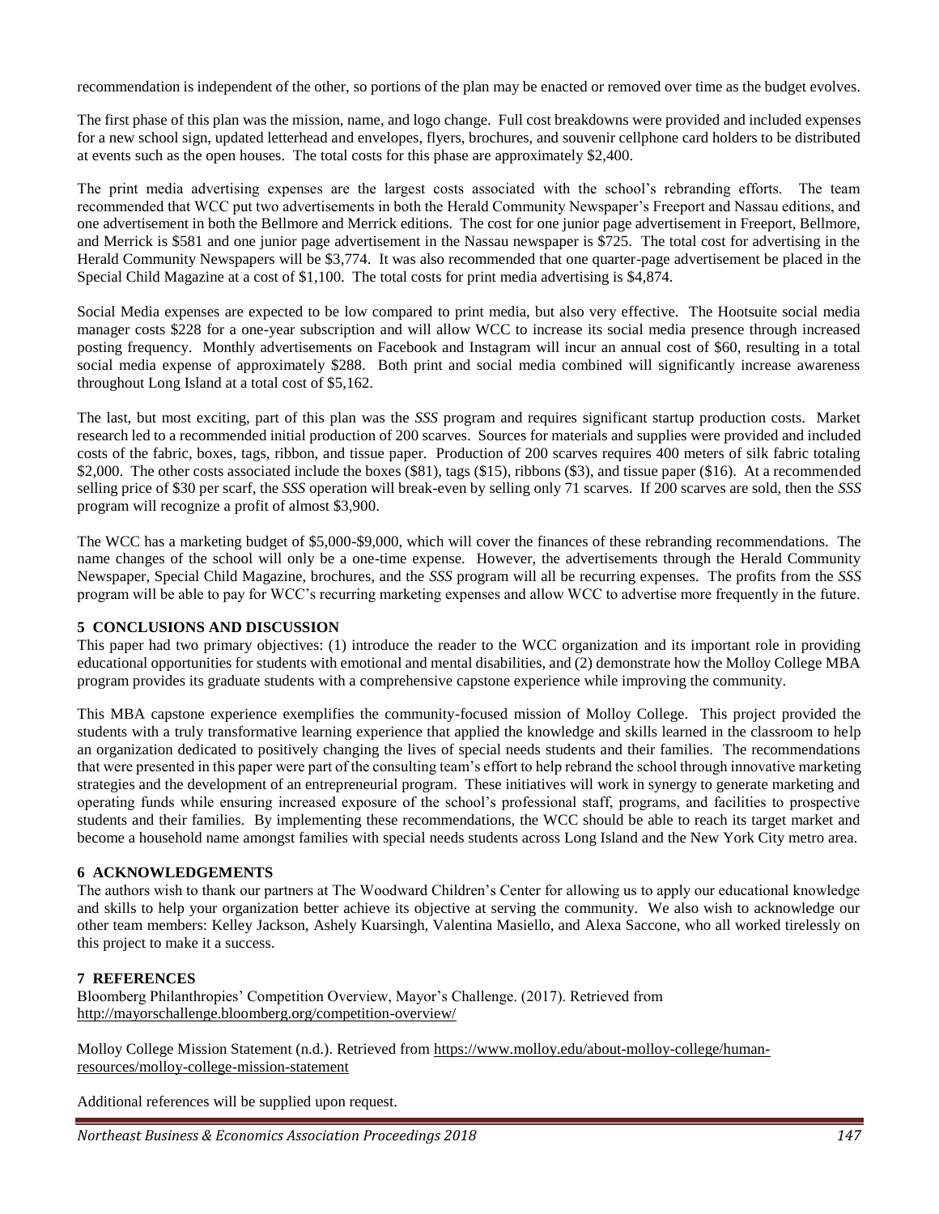recommendation is independent of the other, so portions of the plan may be enacted or removed over time as the budget evolves.

The first phase of this plan was the mission, name, and logo change. Full cost breakdowns were provided and included expenses for a new school sign, updated letterhead and envelopes, flyers, brochures, and souvenir cellphone card holders to be distributed at events such as the open houses. The total costs for this phase are approximately $2,400.

The print media advertising expenses are the largest costs associated with the school's rebranding efforts. The team recommended that WCC put two advertisements in both the Herald Community Newspaper's Freeport and Nassau editions, and one advertisement in both the Bellmore and Merrick editions. The cost for one junior page advertisement in Freeport, Bellmore, and Merrick is $581 and one junior page advertisement in the Nassau newspaper is $725. The total cost for advertising in the Herald Community Newspapers will be $3,774. It was also recommended that one quarter-page advertisement be placed in the Special Child Magazine at a cost of $1,100. The total costs for print media advertising is $4,874.

Social Media expenses are expected to be low compared to print media, but also very effective. The Hootsuite social media manager costs $228 for a one-year subscription and will allow WCC to increase its social media presence through increased posting frequency. Monthly advertisements on Facebook and Instagram will incur an annual cost of $60, resulting in a total social media expense of approximately $288. Both print and social media combined will significantly increase awareness throughout Long Island at a total cost of $5,162.

The last, but most exciting, part of this plan was the *SSS* program and requires significant startup production costs. Market research led to a recommended initial production of 200 scarves. Sources for materials and supplies were provided and included costs of the fabric, boxes, tags, ribbon, and tissue paper. Production of 200 scarves requires 400 meters of silk fabric totaling $2,000. The other costs associated include the boxes ($81), tags ($15), ribbons ($3), and tissue paper ($16). At a recommended selling price of $30 per scarf, the *SSS* operation will break-even by selling only 71 scarves. If 200 scarves are sold, then the *SSS* program will recognize a profit of almost $3,900.

The WCC has a marketing budget of $5,000-$9,000, which will cover the finances of these rebranding recommendations. The name changes of the school will only be a one-time expense. However, the advertisements through the Herald Community Newspaper, Special Child Magazine, brochures, and the *SSS* program will all be recurring expenses. The profits from the *SSS* program will be able to pay for WCC's recurring marketing expenses and allow WCC to advertise more frequently in the future.

## 5 CONCLUSIONS AND DISCUSSION

This paper had two primary objectives: (1) introduce the reader to the WCC organization and its important role in providing educational opportunities for students with emotional and mental disabilities, and (2) demonstrate how the Molloy College MBA program provides its graduate students with a comprehensive capstone experience while improving the community.

This MBA capstone experience exemplifies the community-focused mission of Molloy College. This project provided the students with a truly transformative learning experience that applied the knowledge and skills learned in the classroom to help an organization dedicated to positively changing the lives of special needs students and their families. The recommendations that were presented in this paper were part of the consulting team's effort to help rebrand the school through innovative marketing strategies and the development of an entrepreneurial program. These initiatives will work in synergy to generate marketing and operating funds while ensuring increased exposure of the school's professional staff, programs, and facilities to prospective students and their families. By implementing these recommendations, the WCC should be able to reach its target market and become a household name amongst families with special needs students across Long Island and the New York City metro area.

## 6 ACKNOWLEDGEMENTS

The authors wish to thank our partners at The Woodward Children's Center for allowing us to apply our educational knowledge and skills to help your organization better achieve its objective at serving the community. We also wish to acknowledge our other team members: Kelley Jackson, Ashely Kuarsingh, Valentina Masiello, and Alexa Saccone, who all worked tirelessly on this project to make it a success.

## 7 REFERENCES

Bloomberg Philanthropies' Competition Overview, Mayor's Challenge. (2017). Retrieved from http://mayorschallenge.bloomberg.org/competition-overview/

Molloy College Mission Statement (n.d.). Retrieved from https://www.molloy.edu/about-molloy-college/human-resources/molloy-college-mission-statement

Additional references will be supplied upon request.